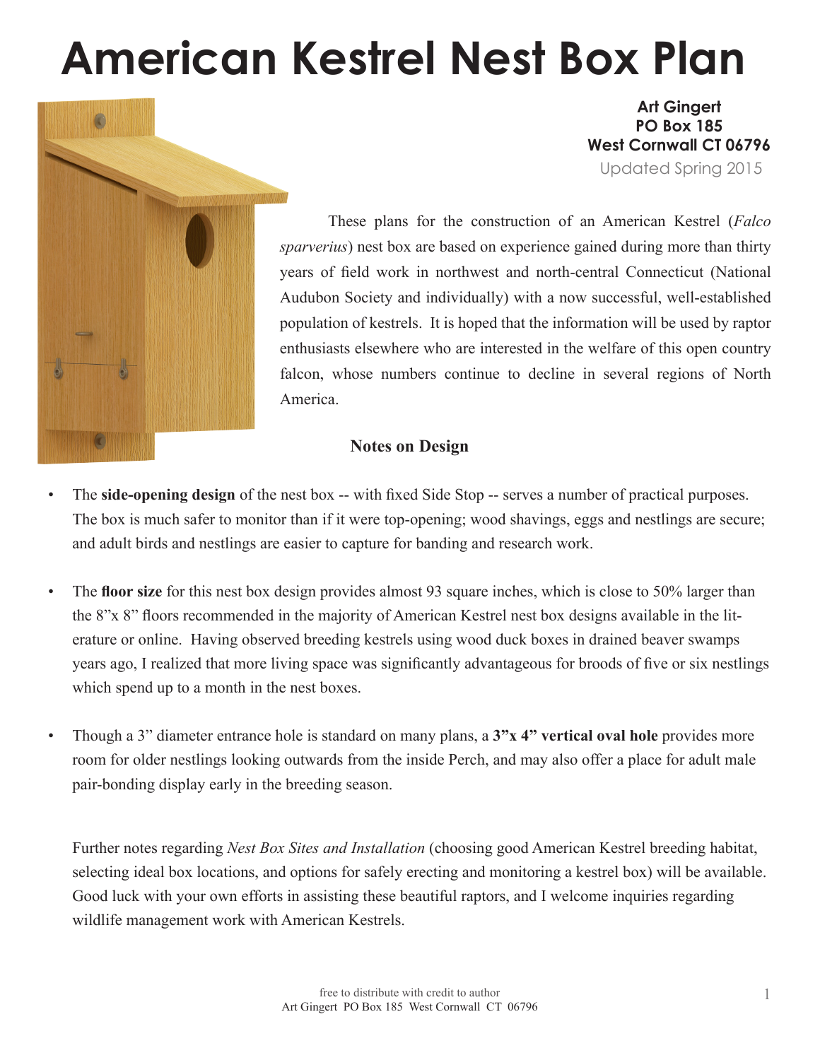# American Kestrel Nest Box Plan

**Art Gingert**
**PO Box 185**
**West Cornwall CT 06796**
Updated Spring 2015

These plans for the construction of an American Kestrel (*Falco sparverius*) nest box are based on experience gained during more than thirty years of field work in northwest and north-central Connecticut (National Audubon Society and individually) with a now successful, well-established population of kestrels. It is hoped that the information will be used by raptor enthusiasts elsewhere who are interested in the welfare of this open country falcon, whose numbers continue to decline in several regions of North America.

## Notes on Design

- The **side-opening design** of the nest box -- with fixed Side Stop -- serves a number of practical purposes. The box is much safer to monitor than if it were top-opening; wood shavings, eggs and nestlings are secure; and adult birds and nestlings are easier to capture for banding and research work.

- The **floor size** for this nest box design provides almost 93 square inches, which is close to 50% larger than the 8"x 8" floors recommended in the majority of American Kestrel nest box designs available in the literature or online. Having observed breeding kestrels using wood duck boxes in drained beaver swamps years ago, I realized that more living space was significantly advantageous for broods of five or six nestlings which spend up to a month in the nest boxes.

- Though a 3" diameter entrance hole is standard on many plans, a **3"x 4" vertical oval hole** provides more room for older nestlings looking outwards from the inside Perch, and may also offer a place for adult male pair-bonding display early in the breeding season.

Further notes regarding *Nest Box Sites and Installation* (choosing good American Kestrel breeding habitat, selecting ideal box locations, and options for safely erecting and monitoring a kestrel box) will be available. Good luck with your own efforts in assisting these beautiful raptors, and I welcome inquiries regarding wildlife management work with American Kestrels.

free to distribute with credit to author
Art Gingert PO Box 185 West Cornwall CT 06796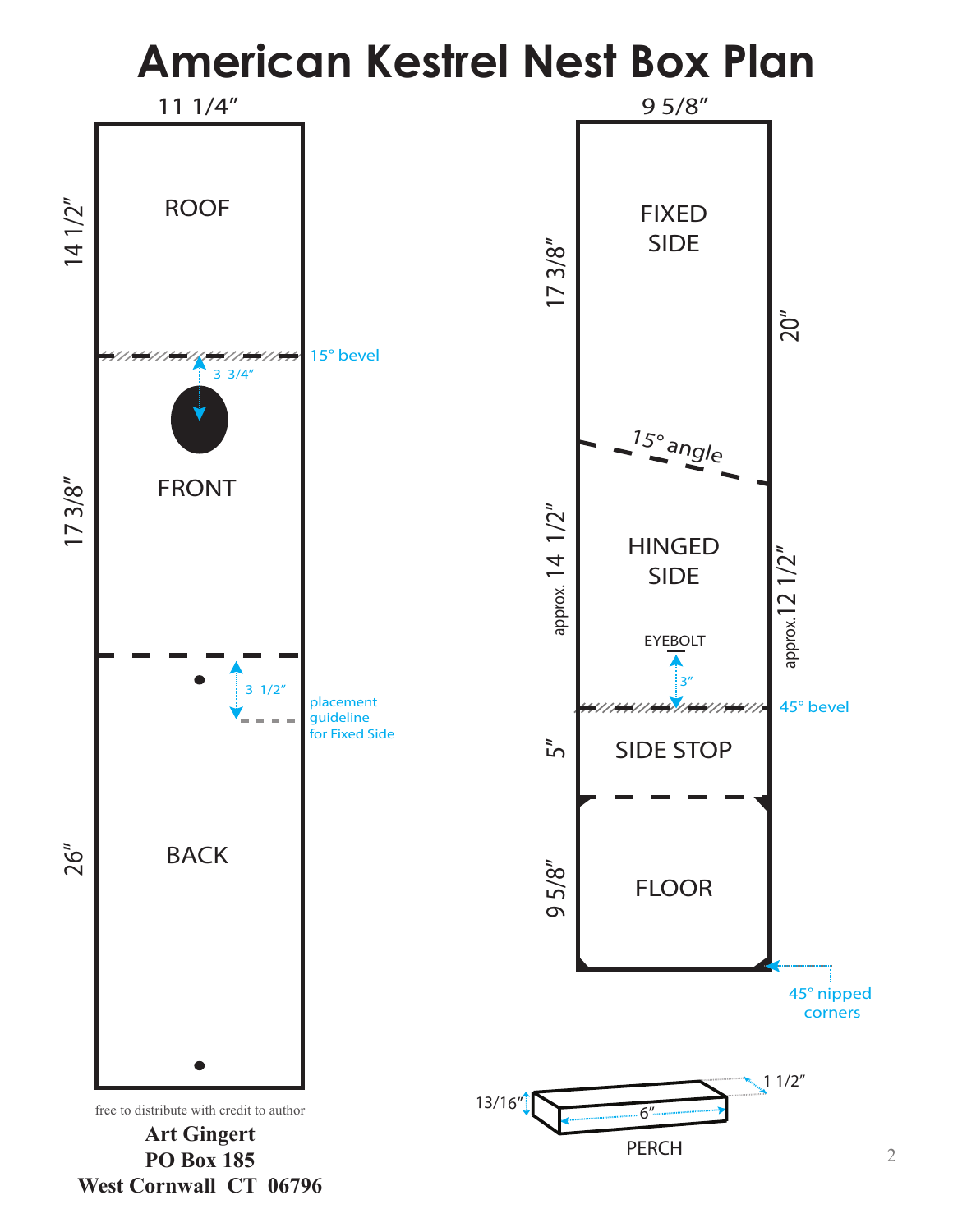# American Kestrel Nest Box Plan

11 1/4″

ROOF — 14 1/2″

15° bevel

3 3/4″

FRONT — 17 3/8″

3 1/2″

placement guideline for Fixed Side

BACK — 26″

9 5/8″

FIXED SIDE — 17 3/8″

20″

15° angle

HINGED SIDE — approx. 14 1/2″

approx. 12 1/2″

EYEBOLT

3″

45° bevel

SIDE STOP — 5″

FLOOR — 9 5/8″

45° nipped corners

PERCH — 13/16″, 6″, 1 1/2″

free to distribute with credit to author

**Art Gingert**
**PO Box 185**
**West Cornwall CT 06796**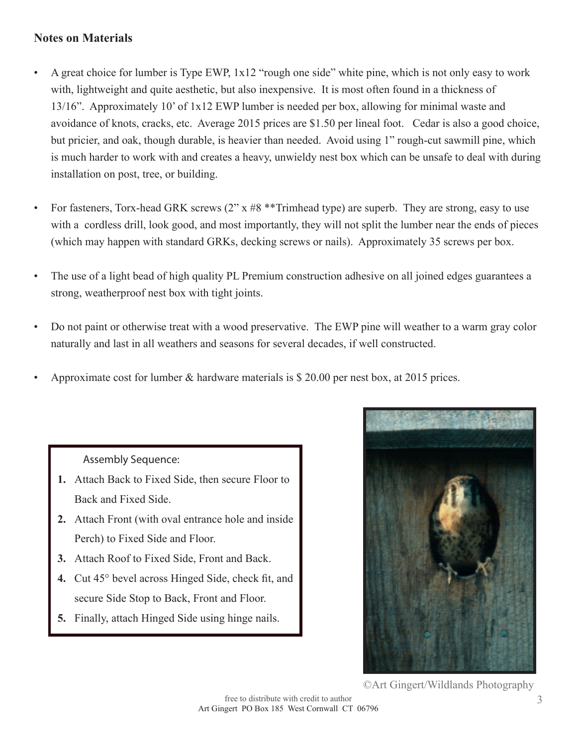## Notes on Materials

- A great choice for lumber is Type EWP, 1x12 "rough one side" white pine, which is not only easy to work with, lightweight and quite aesthetic, but also inexpensive. It is most often found in a thickness of 13/16". Approximately 10' of 1x12 EWP lumber is needed per box, allowing for minimal waste and avoidance of knots, cracks, etc. Average 2015 prices are $1.50 per lineal foot. Cedar is also a good choice, but pricier, and oak, though durable, is heavier than needed. Avoid using 1" rough-cut sawmill pine, which is much harder to work with and creates a heavy, unwieldy nest box which can be unsafe to deal with during installation on post, tree, or building.

- For fasteners, Torx-head GRK screws (2" x #8 **Trimhead type) are superb. They are strong, easy to use with a cordless drill, look good, and most importantly, they will not split the lumber near the ends of pieces (which may happen with standard GRKs, decking screws or nails). Approximately 35 screws per box.

- The use of a light bead of high quality PL Premium construction adhesive on all joined edges guarantees a strong, weatherproof nest box with tight joints.

- Do not paint or otherwise treat with a wood preservative. The EWP pine will weather to a warm gray color naturally and last in all weathers and seasons for several decades, if well constructed.

- Approximate cost for lumber & hardware materials is $ 20.00 per nest box, at 2015 prices.

Assembly Sequence:

1. Attach Back to Fixed Side, then secure Floor to Back and Fixed Side.
2. Attach Front (with oval entrance hole and inside Perch) to Fixed Side and Floor.
3. Attach Roof to Fixed Side, Front and Back.
4. Cut 45° bevel across Hinged Side, check fit, and secure Side Stop to Back, Front and Floor.
5. Finally, attach Hinged Side using hinge nails.

©Art Gingert/Wildlands Photography

free to distribute with credit to author
Art Gingert PO Box 185 West Cornwall CT 06796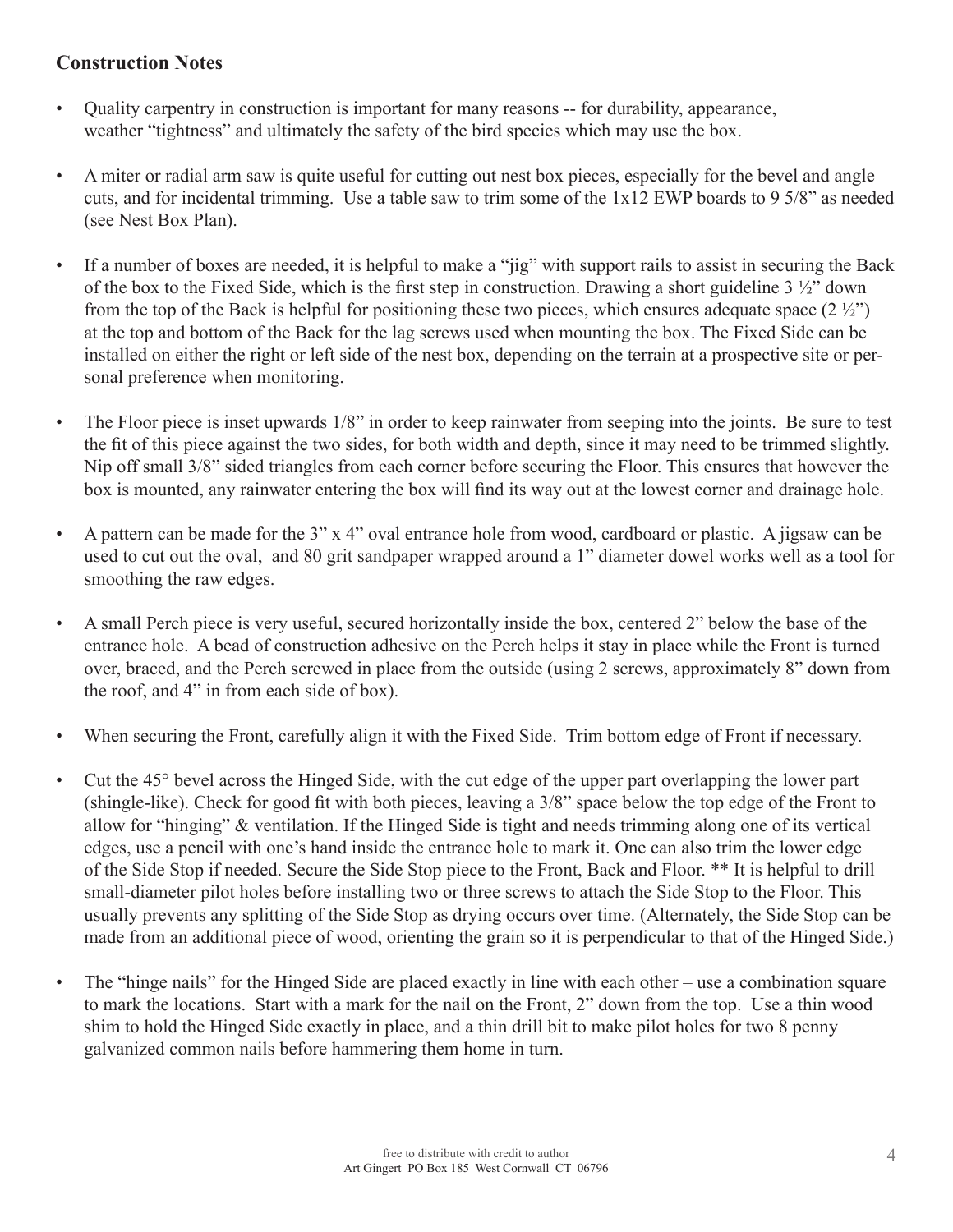## Construction Notes

- Quality carpentry in construction is important for many reasons -- for durability, appearance, weather "tightness" and ultimately the safety of the bird species which may use the box.

- A miter or radial arm saw is quite useful for cutting out nest box pieces, especially for the bevel and angle cuts, and for incidental trimming. Use a table saw to trim some of the 1x12 EWP boards to 9 5/8" as needed (see Nest Box Plan).

- If a number of boxes are needed, it is helpful to make a "jig" with support rails to assist in securing the Back of the box to the Fixed Side, which is the first step in construction. Drawing a short guideline 3 ½" down from the top of the Back is helpful for positioning these two pieces, which ensures adequate space (2 ½") at the top and bottom of the Back for the lag screws used when mounting the box. The Fixed Side can be installed on either the right or left side of the nest box, depending on the terrain at a prospective site or personal preference when monitoring.

- The Floor piece is inset upwards 1/8" in order to keep rainwater from seeping into the joints. Be sure to test the fit of this piece against the two sides, for both width and depth, since it may need to be trimmed slightly. Nip off small 3/8" sided triangles from each corner before securing the Floor. This ensures that however the box is mounted, any rainwater entering the box will find its way out at the lowest corner and drainage hole.

- A pattern can be made for the 3" x 4" oval entrance hole from wood, cardboard or plastic. A jigsaw can be used to cut out the oval, and 80 grit sandpaper wrapped around a 1" diameter dowel works well as a tool for smoothing the raw edges.

- A small Perch piece is very useful, secured horizontally inside the box, centered 2" below the base of the entrance hole. A bead of construction adhesive on the Perch helps it stay in place while the Front is turned over, braced, and the Perch screwed in place from the outside (using 2 screws, approximately 8" down from the roof, and 4" in from each side of box).

- When securing the Front, carefully align it with the Fixed Side. Trim bottom edge of Front if necessary.

- Cut the 45° bevel across the Hinged Side, with the cut edge of the upper part overlapping the lower part (shingle-like). Check for good fit with both pieces, leaving a 3/8" space below the top edge of the Front to allow for "hinging" & ventilation. If the Hinged Side is tight and needs trimming along one of its vertical edges, use a pencil with one's hand inside the entrance hole to mark it. One can also trim the lower edge of the Side Stop if needed. Secure the Side Stop piece to the Front, Back and Floor. ** It is helpful to drill small-diameter pilot holes before installing two or three screws to attach the Side Stop to the Floor. This usually prevents any splitting of the Side Stop as drying occurs over time. (Alternately, the Side Stop can be made from an additional piece of wood, orienting the grain so it is perpendicular to that of the Hinged Side.)

- The "hinge nails" for the Hinged Side are placed exactly in line with each other – use a combination square to mark the locations. Start with a mark for the nail on the Front, 2" down from the top. Use a thin wood shim to hold the Hinged Side exactly in place, and a thin drill bit to make pilot holes for two 8 penny galvanized common nails before hammering them home in turn.

free to distribute with credit to author
Art Gingert PO Box 185 West Cornwall CT 06796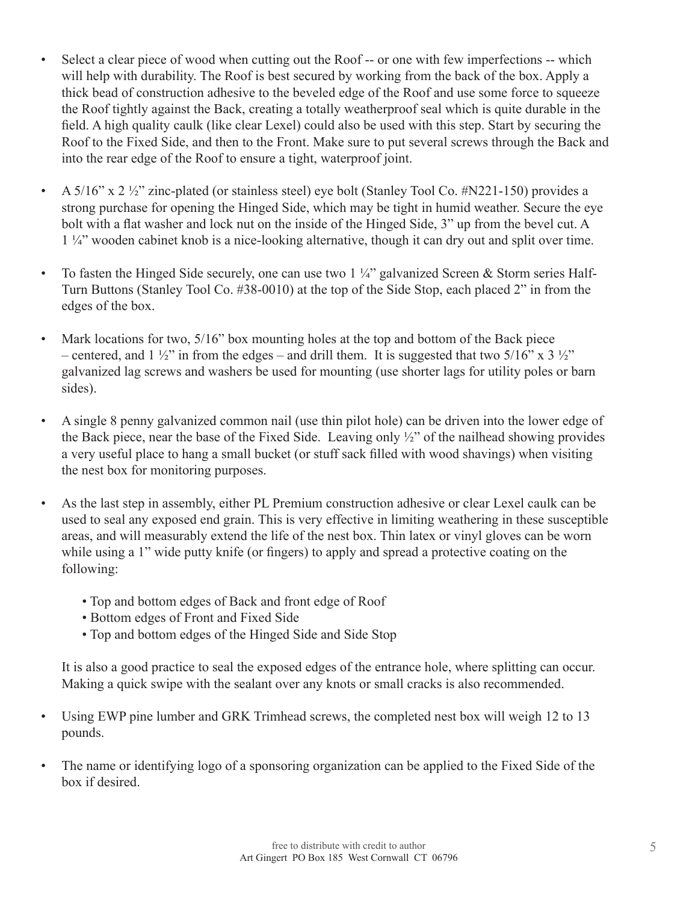- Select a clear piece of wood when cutting out the Roof -- or one with few imperfections -- which will help with durability. The Roof is best secured by working from the back of the box. Apply a thick bead of construction adhesive to the beveled edge of the Roof and use some force to squeeze the Roof tightly against the Back, creating a totally weatherproof seal which is quite durable in the field. A high quality caulk (like clear Lexel) could also be used with this step. Start by securing the Roof to the Fixed Side, and then to the Front. Make sure to put several screws through the Back and into the rear edge of the Roof to ensure a tight, waterproof joint.

- A 5/16" x 2 ½" zinc-plated (or stainless steel) eye bolt (Stanley Tool Co. #N221-150) provides a strong purchase for opening the Hinged Side, which may be tight in humid weather. Secure the eye bolt with a flat washer and lock nut on the inside of the Hinged Side, 3" up from the bevel cut. A 1 ¼" wooden cabinet knob is a nice-looking alternative, though it can dry out and split over time.

- To fasten the Hinged Side securely, one can use two 1 ¼" galvanized Screen & Storm series Half-Turn Buttons (Stanley Tool Co. #38-0010) at the top of the Side Stop, each placed 2" in from the edges of the box.

- Mark locations for two, 5/16" box mounting holes at the top and bottom of the Back piece – centered, and 1 ½" in from the edges – and drill them. It is suggested that two 5/16" x 3 ½" galvanized lag screws and washers be used for mounting (use shorter lags for utility poles or barn sides).

- A single 8 penny galvanized common nail (use thin pilot hole) can be driven into the lower edge of the Back piece, near the base of the Fixed Side. Leaving only ½" of the nailhead showing provides a very useful place to hang a small bucket (or stuff sack filled with wood shavings) when visiting the nest box for monitoring purposes.

- As the last step in assembly, either PL Premium construction adhesive or clear Lexel caulk can be used to seal any exposed end grain. This is very effective in limiting weathering in these susceptible areas, and will measurably extend the life of the nest box. Thin latex or vinyl gloves can be worn while using a 1" wide putty knife (or fingers) to apply and spread a protective coating on the following:

  - Top and bottom edges of Back and front edge of Roof
  - Bottom edges of Front and Fixed Side
  - Top and bottom edges of the Hinged Side and Side Stop

  It is also a good practice to seal the exposed edges of the entrance hole, where splitting can occur. Making a quick swipe with the sealant over any knots or small cracks is also recommended.

- Using EWP pine lumber and GRK Trimhead screws, the completed nest box will weigh 12 to 13 pounds.

- The name or identifying logo of a sponsoring organization can be applied to the Fixed Side of the box if desired.

free to distribute with credit to author
Art Gingert PO Box 185 West Cornwall CT 06796